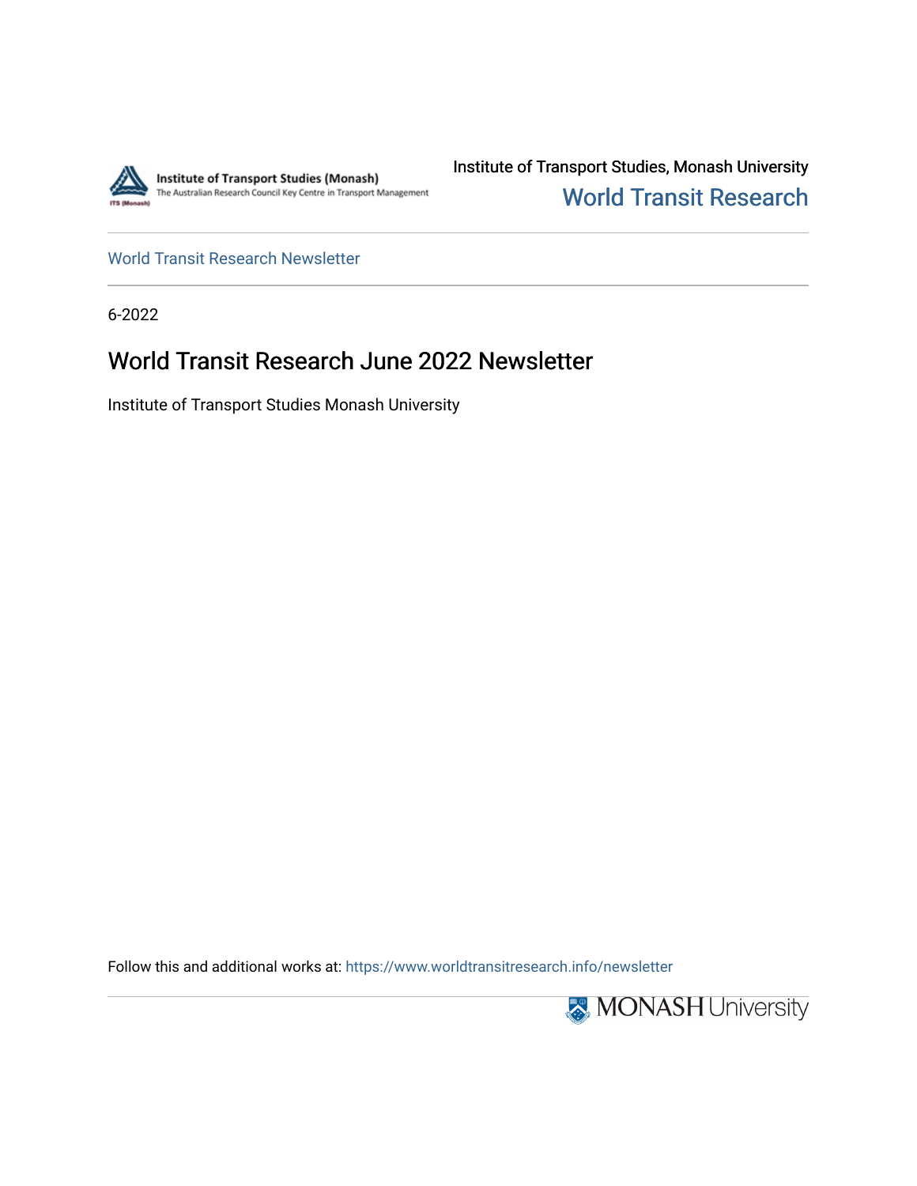Institute of Transport Studies (Monash)
The Australian Research Council Key Centre in Transport Management

Institute of Transport Studies, Monash University

World Transit Research

World Transit Research Newsletter

6-2022

# World Transit Research June 2022 Newsletter

Institute of Transport Studies Monash University

Follow this and additional works at: https://www.worldtransitresearch.info/newsletter

MONASH University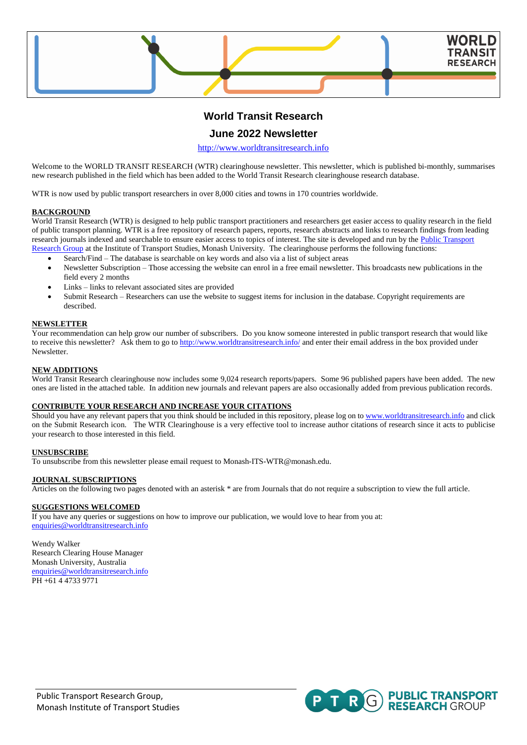# World Transit Research

## June 2022 Newsletter

http://www.worldtransitresearch.info

Welcome to the WORLD TRANSIT RESEARCH (WTR) clearinghouse newsletter. This newsletter, which is published bi-monthly, summarises new research published in the field which has been added to the World Transit Research clearinghouse research database.

WTR is now used by public transport researchers in over 8,000 cities and towns in 170 countries worldwide.

**BACKGROUND**

World Transit Research (WTR) is designed to help public transport practitioners and researchers get easier access to quality research in the field of public transport planning. WTR is a free repository of research papers, reports, research abstracts and links to research findings from leading research journals indexed and searchable to ensure easier access to topics of interest. The site is developed and run by the Public Transport Research Group at the Institute of Transport Studies, Monash University. The clearinghouse performs the following functions:

- Search/Find – The database is searchable on key words and also via a list of subject areas
- Newsletter Subscription – Those accessing the website can enrol in a free email newsletter. This broadcasts new publications in the field every 2 months
- Links – links to relevant associated sites are provided
- Submit Research – Researchers can use the website to suggest items for inclusion in the database. Copyright requirements are described.

**NEWSLETTER**

Your recommendation can help grow our number of subscribers. Do you know someone interested in public transport research that would like to receive this newsletter? Ask them to go to http://www.worldtransitresearch.info/ and enter their email address in the box provided under Newsletter.

**NEW ADDITIONS**

World Transit Research clearinghouse now includes some 9,024 research reports/papers. Some 96 published papers have been added. The new ones are listed in the attached table. In addition new journals and relevant papers are also occasionally added from previous publication records.

**CONTRIBUTE YOUR RESEARCH AND INCREASE YOUR CITATIONS**

Should you have any relevant papers that you think should be included in this repository, please log on to www.worldtransitresearch.info and click on the Submit Research icon. The WTR Clearinghouse is a very effective tool to increase author citations of research since it acts to publicise your research to those interested in this field.

**UNSUBSCRIBE**

To unsubscribe from this newsletter please email request to Monash-ITS-WTR@monash.edu.

**JOURNAL SUBSCRIPTIONS**

Articles on the following two pages denoted with an asterisk * are from Journals that do not require a subscription to view the full article.

**SUGGESTIONS WELCOMED**

If you have any queries or suggestions on how to improve our publication, we would love to hear from you at:
enquiries@worldtransitresearch.info

Wendy Walker
Research Clearing House Manager
Monash University, Australia
enquiries@worldtransitresearch.info
PH +61 4 4733 9771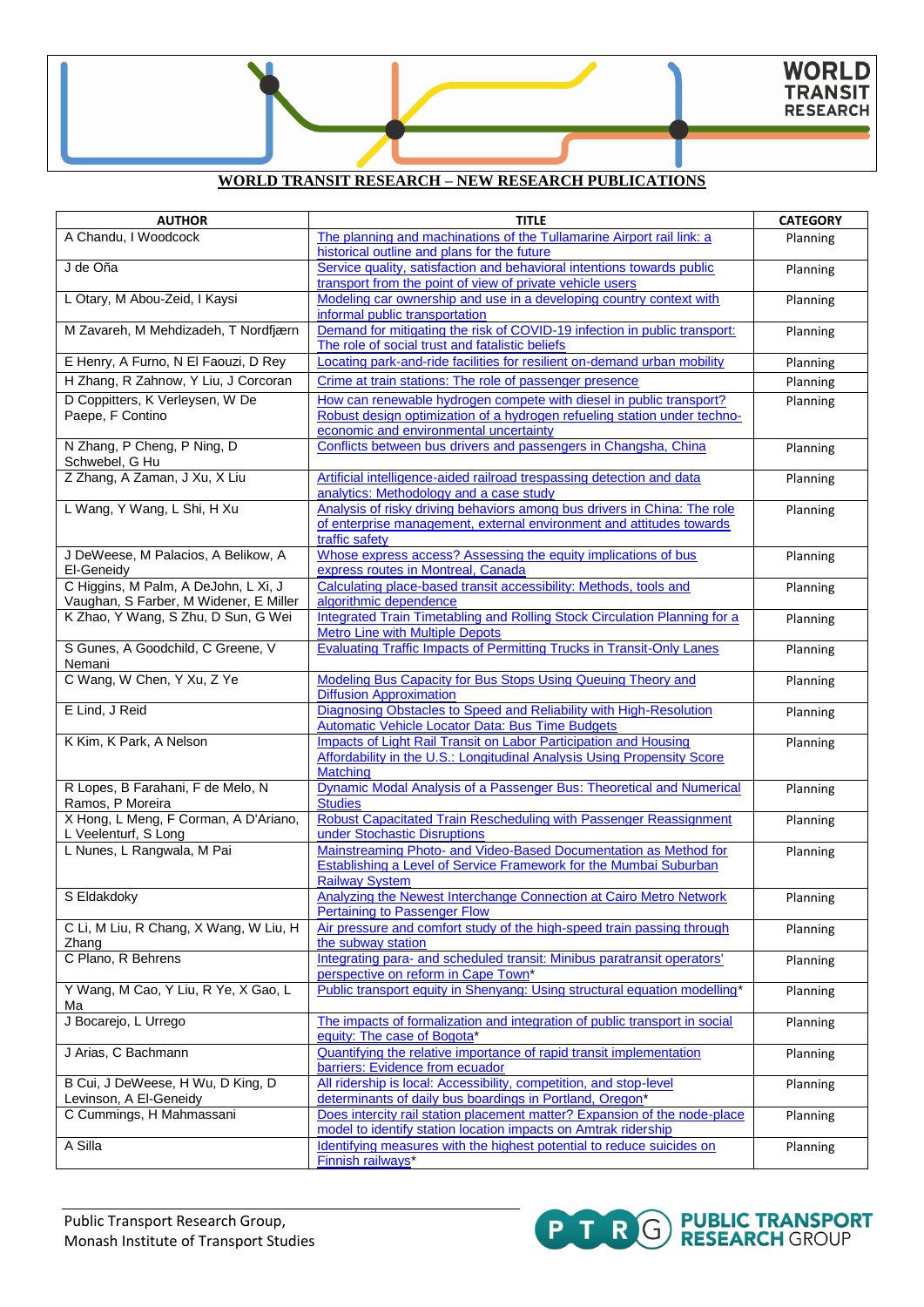**WORLD TRANSIT RESEARCH – NEW RESEARCH PUBLICATIONS**

| AUTHOR | TITLE | CATEGORY |
|---|---|---|
| A Chandu, I Woodcock | The planning and machinations of the Tullamarine Airport rail link: a historical outline and plans for the future | Planning |
| J de Oña | Service quality, satisfaction and behavioral intentions towards public transport from the point of view of private vehicle users | Planning |
| L Otary, M Abou-Zeid, I Kaysi | Modeling car ownership and use in a developing country context with informal public transportation | Planning |
| M Zavareh, M Mehdizadeh, T Nordfjærn | Demand for mitigating the risk of COVID-19 infection in public transport: The role of social trust and fatalistic beliefs | Planning |
| E Henry, A Furno, N El Faouzi, D Rey | Locating park-and-ride facilities for resilient on-demand urban mobility | Planning |
| H Zhang, R Zahnow, Y Liu, J Corcoran | Crime at train stations: The role of passenger presence | Planning |
| D Coppitters, K Verleysen, W De Paepe, F Contino | How can renewable hydrogen compete with diesel in public transport? Robust design optimization of a hydrogen refueling station under techno-economic and environmental uncertainty | Planning |
| N Zhang, P Cheng, P Ning, D Schwebel, G Hu | Conflicts between bus drivers and passengers in Changsha, China | Planning |
| Z Zhang, A Zaman, J Xu, X Liu | Artificial intelligence-aided railroad trespassing detection and data analytics: Methodology and a case study | Planning |
| L Wang, Y Wang, L Shi, H Xu | Analysis of risky driving behaviors among bus drivers in China: The role of enterprise management, external environment and attitudes towards traffic safety | Planning |
| J DeWeese, M Palacios, A Belikow, A El-Geneidy | Whose express access? Assessing the equity implications of bus express routes in Montreal, Canada | Planning |
| C Higgins, M Palm, A DeJohn, L Xi, J Vaughan, S Farber, M Widener, E Miller | Calculating place-based transit accessibility: Methods, tools and algorithmic dependence | Planning |
| K Zhao, Y Wang, S Zhu, D Sun, G Wei | Integrated Train Timetabling and Rolling Stock Circulation Planning for a Metro Line with Multiple Depots | Planning |
| S Gunes, A Goodchild, C Greene, V Nemani | Evaluating Traffic Impacts of Permitting Trucks in Transit-Only Lanes | Planning |
| C Wang, W Chen, Y Xu, Z Ye | Modeling Bus Capacity for Bus Stops Using Queuing Theory and Diffusion Approximation | Planning |
| E Lind, J Reid | Diagnosing Obstacles to Speed and Reliability with High-Resolution Automatic Vehicle Locator Data: Bus Time Budgets | Planning |
| K Kim, K Park, A Nelson | Impacts of Light Rail Transit on Labor Participation and Housing Affordability in the U.S.: Longitudinal Analysis Using Propensity Score Matching | Planning |
| R Lopes, B Farahani, F de Melo, N Ramos, P Moreira | Dynamic Modal Analysis of a Passenger Bus: Theoretical and Numerical Studies | Planning |
| X Hong, L Meng, F Corman, A D'Ariano, L Veelenturf, S Long | Robust Capacitated Train Rescheduling with Passenger Reassignment under Stochastic Disruptions | Planning |
| L Nunes, L Rangwala, M Pai | Mainstreaming Photo- and Video-Based Documentation as Method for Establishing a Level of Service Framework for the Mumbai Suburban Railway System | Planning |
| S Eldakdoky | Analyzing the Newest Interchange Connection at Cairo Metro Network Pertaining to Passenger Flow | Planning |
| C Li, M Liu, R Chang, X Wang, W Liu, H Zhang | Air pressure and comfort study of the high-speed train passing through the subway station | Planning |
| C Plano, R Behrens | Integrating para- and scheduled transit: Minibus paratransit operators' perspective on reform in Cape Town* | Planning |
| Y Wang, M Cao, Y Liu, R Ye, X Gao, L Ma | Public transport equity in Shenyang: Using structural equation modelling* | Planning |
| J Bocarejo, L Urrego | The impacts of formalization and integration of public transport in social equity: The case of Bogota* | Planning |
| J Arias, C Bachmann | Quantifying the relative importance of rapid transit implementation barriers: Evidence from ecuador | Planning |
| B Cui, J DeWeese, H Wu, D King, D Levinson, A El-Geneidy | All ridership is local: Accessibility, competition, and stop-level determinants of daily bus boardings in Portland, Oregon* | Planning |
| C Cummings, H Mahmassani | Does intercity rail station placement matter? Expansion of the node-place model to identify station location impacts on Amtrak ridership | Planning |
| A Silla | Identifying measures with the highest potential to reduce suicides on Finnish railways* | Planning |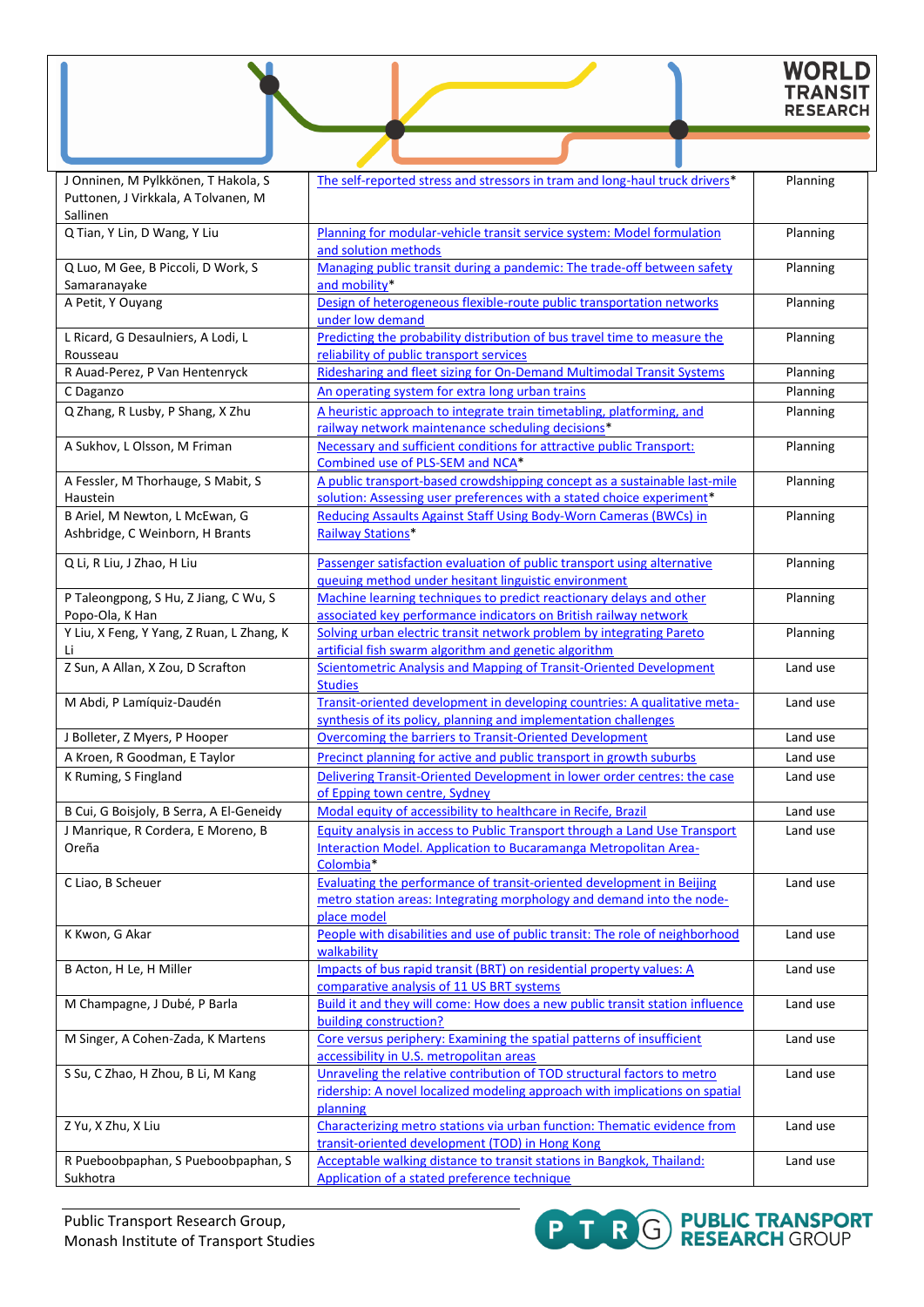| | | |
|---|---|---|
| J Onninen, M Pylkkönen, T Hakola, S Puttonen, J Virkkala, A Tolvanen, M Sallinen | The self-reported stress and stressors in tram and long-haul truck drivers* | Planning |
| Q Tian, Y Lin, D Wang, Y Liu | Planning for modular-vehicle transit service system: Model formulation and solution methods | Planning |
| Q Luo, M Gee, B Piccoli, D Work, S Samaranayake | Managing public transit during a pandemic: The trade-off between safety and mobility* | Planning |
| A Petit, Y Ouyang | Design of heterogeneous flexible-route public transportation networks under low demand | Planning |
| L Ricard, G Desaulniers, A Lodi, L Rousseau | Predicting the probability distribution of bus travel time to measure the reliability of public transport services | Planning |
| R Auad-Perez, P Van Hentenryck | Ridesharing and fleet sizing for On-Demand Multimodal Transit Systems | Planning |
| C Daganzo | An operating system for extra long urban trains | Planning |
| Q Zhang, R Lusby, P Shang, X Zhu | A heuristic approach to integrate train timetabling, platforming, and railway network maintenance scheduling decisions* | Planning |
| A Sukhov, L Olsson, M Friman | Necessary and sufficient conditions for attractive public Transport: Combined use of PLS-SEM and NCA* | Planning |
| A Fessler, M Thorhauge, S Mabit, S Haustein | A public transport-based crowdshipping concept as a sustainable last-mile solution: Assessing user preferences with a stated choice experiment* | Planning |
| B Ariel, M Newton, L McEwan, G Ashbridge, C Weinborn, H Brants | Reducing Assaults Against Staff Using Body-Worn Cameras (BWCs) in Railway Stations* | Planning |
| Q Li, R Liu, J Zhao, H Liu | Passenger satisfaction evaluation of public transport using alternative queuing method under hesitant linguistic environment | Planning |
| P Taleongpong, S Hu, Z Jiang, C Wu, S Popo-Ola, K Han | Machine learning techniques to predict reactionary delays and other associated key performance indicators on British railway network | Planning |
| Y Liu, X Feng, Y Yang, Z Ruan, L Zhang, K Li | Solving urban electric transit network problem by integrating Pareto artificial fish swarm algorithm and genetic algorithm | Planning |
| Z Sun, A Allan, X Zou, D Scrafton | Scientometric Analysis and Mapping of Transit-Oriented Development Studies | Land use |
| M Abdi, P Lamíquiz-Daudén | Transit-oriented development in developing countries: A qualitative meta-synthesis of its policy, planning and implementation challenges | Land use |
| J Bolleter, Z Myers, P Hooper | Overcoming the barriers to Transit-Oriented Development | Land use |
| A Kroen, R Goodman, E Taylor | Precinct planning for active and public transport in growth suburbs | Land use |
| K Ruming, S Fingland | Delivering Transit-Oriented Development in lower order centres: the case of Epping town centre, Sydney | Land use |
| B Cui, G Boisjoly, B Serra, A El-Geneidy | Modal equity of accessibility to healthcare in Recife, Brazil | Land use |
| J Manrique, R Cordera, E Moreno, B Oreña | Equity analysis in access to Public Transport through a Land Use Transport Interaction Model. Application to Bucaramanga Metropolitan Area-Colombia* | Land use |
| C Liao, B Scheuer | Evaluating the performance of transit-oriented development in Beijing metro station areas: Integrating morphology and demand into the node-place model | Land use |
| K Kwon, G Akar | People with disabilities and use of public transit: The role of neighborhood walkability | Land use |
| B Acton, H Le, H Miller | Impacts of bus rapid transit (BRT) on residential property values: A comparative analysis of 11 US BRT systems | Land use |
| M Champagne, J Dubé, P Barla | Build it and they will come: How does a new public transit station influence building construction? | Land use |
| M Singer, A Cohen-Zada, K Martens | Core versus periphery: Examining the spatial patterns of insufficient accessibility in U.S. metropolitan areas | Land use |
| S Su, C Zhao, H Zhou, B Li, M Kang | Unraveling the relative contribution of TOD structural factors to metro ridership: A novel localized modeling approach with implications on spatial planning | Land use |
| Z Yu, X Zhu, X Liu | Characterizing metro stations via urban function: Thematic evidence from transit-oriented development (TOD) in Hong Kong | Land use |
| R Pueboobpaphan, S Pueboobpaphan, S Sukhotra | Acceptable walking distance to transit stations in Bangkok, Thailand: Application of a stated preference technique | Land use |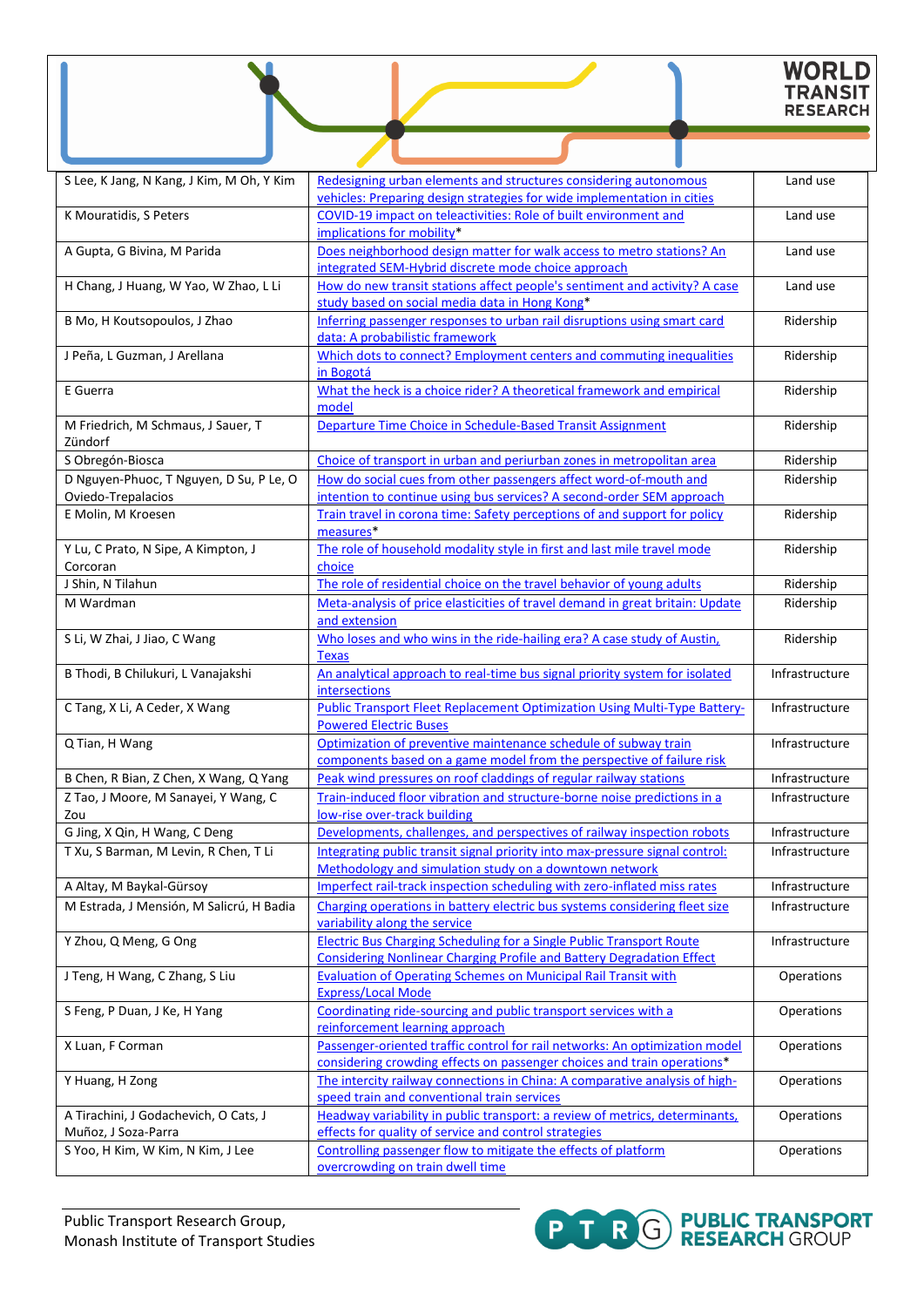| | | |
|---|---|---|
| S Lee, K Jang, N Kang, J Kim, M Oh, Y Kim | Redesigning urban elements and structures considering autonomous vehicles: Preparing design strategies for wide implementation in cities | Land use |
| K Mouratidis, S Peters | COVID-19 impact on teleactivities: Role of built environment and implications for mobility* | Land use |
| A Gupta, G Bivina, M Parida | Does neighborhood design matter for walk access to metro stations? An integrated SEM-Hybrid discrete mode choice approach | Land use |
| H Chang, J Huang, W Yao, W Zhao, L Li | How do new transit stations affect people's sentiment and activity? A case study based on social media data in Hong Kong* | Land use |
| B Mo, H Koutsopoulos, J Zhao | Inferring passenger responses to urban rail disruptions using smart card data: A probabilistic framework | Ridership |
| J Peña, L Guzman, J Arellana | Which dots to connect? Employment centers and commuting inequalities in Bogotá | Ridership |
| E Guerra | What the heck is a choice rider? A theoretical framework and empirical model | Ridership |
| M Friedrich, M Schmaus, J Sauer, T Zündorf | Departure Time Choice in Schedule-Based Transit Assignment | Ridership |
| S Obregón-Biosca | Choice of transport in urban and periurban zones in metropolitan area | Ridership |
| D Nguyen-Phuoc, T Nguyen, D Su, P Le, O Oviedo-Trepalacios | How do social cues from other passengers affect word-of-mouth and intention to continue using bus services? A second-order SEM approach | Ridership |
| E Molin, M Kroesen | Train travel in corona time: Safety perceptions of and support for policy measures* | Ridership |
| Y Lu, C Prato, N Sipe, A Kimpton, J Corcoran | The role of household modality style in first and last mile travel mode choice | Ridership |
| J Shin, N Tilahun | The role of residential choice on the travel behavior of young adults | Ridership |
| M Wardman | Meta-analysis of price elasticities of travel demand in great britain: Update and extension | Ridership |
| S Li, W Zhai, J Jiao, C Wang | Who loses and who wins in the ride-hailing era? A case study of Austin, Texas | Ridership |
| B Thodi, B Chilukuri, L Vanajakshi | An analytical approach to real-time bus signal priority system for isolated intersections | Infrastructure |
| C Tang, X Li, A Ceder, X Wang | Public Transport Fleet Replacement Optimization Using Multi-Type Battery-Powered Electric Buses | Infrastructure |
| Q Tian, H Wang | Optimization of preventive maintenance schedule of subway train components based on a game model from the perspective of failure risk | Infrastructure |
| B Chen, R Bian, Z Chen, X Wang, Q Yang | Peak wind pressures on roof claddings of regular railway stations | Infrastructure |
| Z Tao, J Moore, M Sanayei, Y Wang, C Zou | Train-induced floor vibration and structure-borne noise predictions in a low-rise over-track building | Infrastructure |
| G Jing, X Qin, H Wang, C Deng | Developments, challenges, and perspectives of railway inspection robots | Infrastructure |
| T Xu, S Barman, M Levin, R Chen, T Li | Integrating public transit signal priority into max-pressure signal control: Methodology and simulation study on a downtown network | Infrastructure |
| A Altay, M Baykal-Gürsoy | Imperfect rail-track inspection scheduling with zero-inflated miss rates | Infrastructure |
| M Estrada, J Mensión, M Salicrú, H Badia | Charging operations in battery electric bus systems considering fleet size variability along the service | Infrastructure |
| Y Zhou, Q Meng, G Ong | Electric Bus Charging Scheduling for a Single Public Transport Route Considering Nonlinear Charging Profile and Battery Degradation Effect | Infrastructure |
| J Teng, H Wang, C Zhang, S Liu | Evaluation of Operating Schemes on Municipal Rail Transit with Express/Local Mode | Operations |
| S Feng, P Duan, J Ke, H Yang | Coordinating ride-sourcing and public transport services with a reinforcement learning approach | Operations |
| X Luan, F Corman | Passenger-oriented traffic control for rail networks: An optimization model considering crowding effects on passenger choices and train operations* | Operations |
| Y Huang, H Zong | The intercity railway connections in China: A comparative analysis of high-speed train and conventional train services | Operations |
| A Tirachini, J Godachevich, O Cats, J Muñoz, J Soza-Parra | Headway variability in public transport: a review of metrics, determinants, effects for quality of service and control strategies | Operations |
| S Yoo, H Kim, W Kim, N Kim, J Lee | Controlling passenger flow to mitigate the effects of platform overcrowding on train dwell time | Operations |

Public Transport Research Group,
Monash Institute of Transport Studies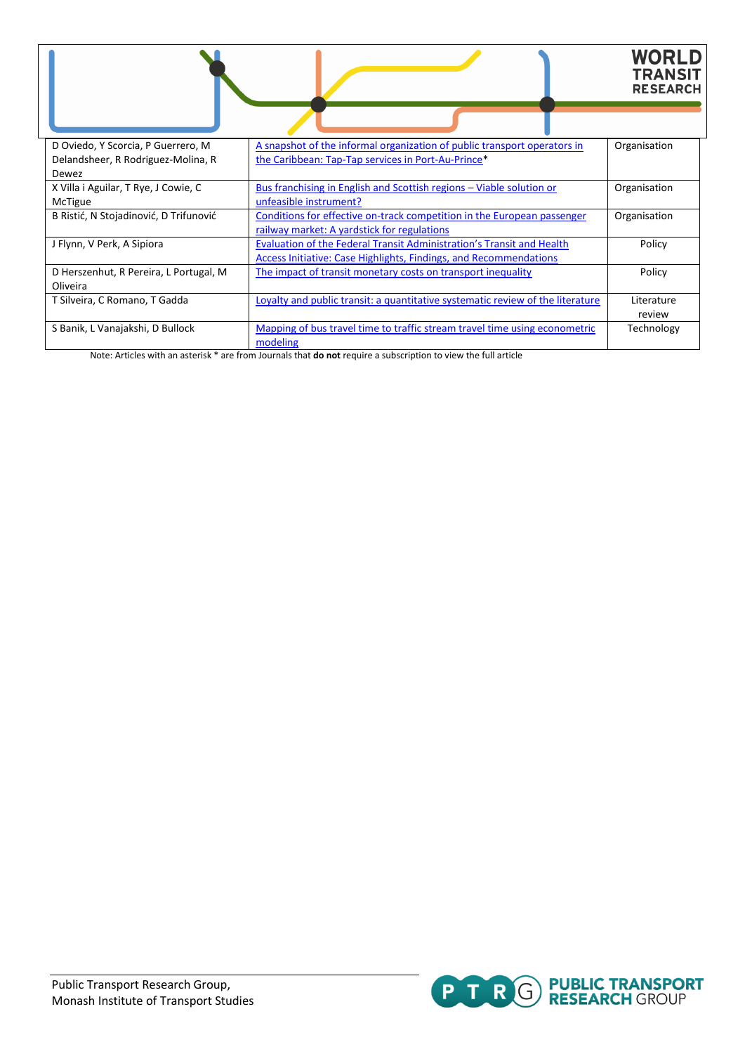| | | |
|---|---|---|
| D Oviedo, Y Scorcia, P Guerrero, M Delandsheer, R Rodriguez-Molina, R Dewez | A snapshot of the informal organization of public transport operators in the Caribbean: Tap-Tap services in Port-Au-Prince* | Organisation |
| X Villa i Aguilar, T Rye, J Cowie, C McTigue | Bus franchising in English and Scottish regions – Viable solution or unfeasible instrument? | Organisation |
| B Ristić, N Stojadinović, D Trifunović | Conditions for effective on-track competition in the European passenger railway market: A yardstick for regulations | Organisation |
| J Flynn, V Perk, A Sipiora | Evaluation of the Federal Transit Administration's Transit and Health Access Initiative: Case Highlights, Findings, and Recommendations | Policy |
| D Herszenhut, R Pereira, L Portugal, M Oliveira | The impact of transit monetary costs on transport inequality | Policy |
| T Silveira, C Romano, T Gadda | Loyalty and public transit: a quantitative systematic review of the literature | Literature review |
| S Banik, L Vanajakshi, D Bullock | Mapping of bus travel time to traffic stream travel time using econometric modeling | Technology |

Note: Articles with an asterisk * are from Journals that **do not** require a subscription to view the full article